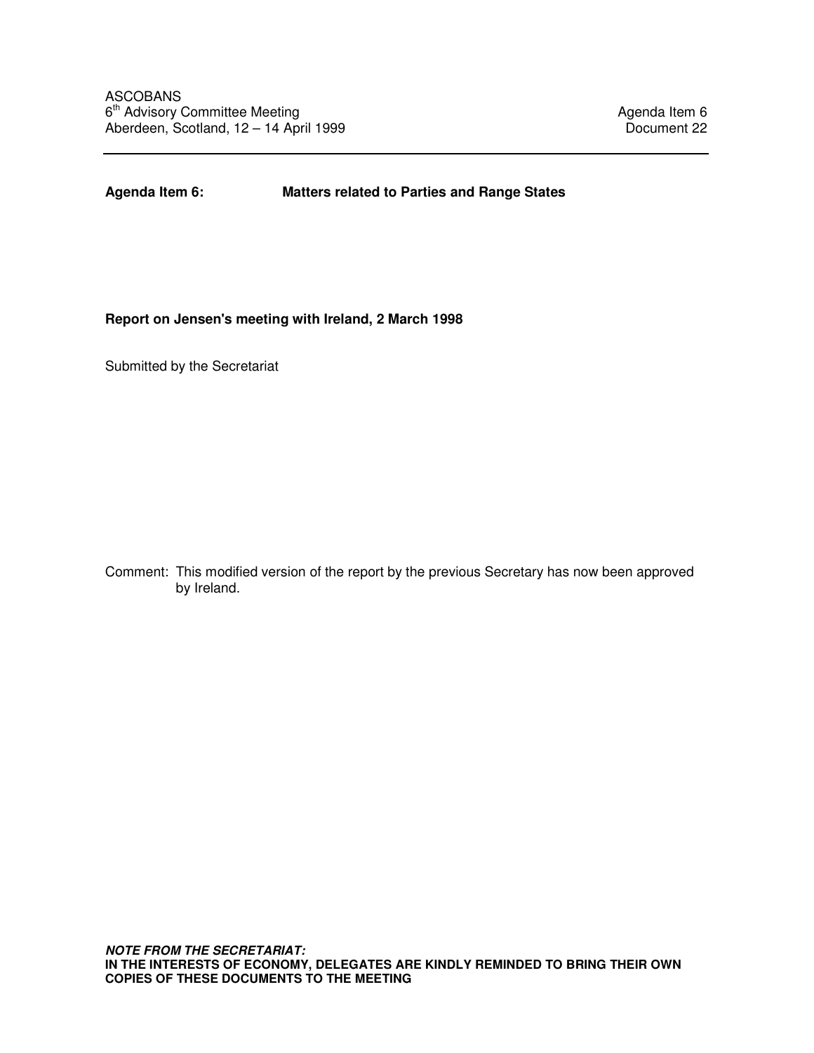ASCOBANS
6th Advisory Committee Meeting
Aberdeen, Scotland, 12 – 14 April 1999

Agenda Item 6
Document 22

---

**Agenda Item 6: Matters related to Parties and Range States**

**Report on Jensen's meeting with Ireland, 2 March 1998**

Submitted by the Secretariat

Comment: This modified version of the report by the previous Secretary has now been approved by Ireland.

***NOTE FROM THE SECRETARIAT:***
**IN THE INTERESTS OF ECONOMY, DELEGATES ARE KINDLY REMINDED TO BRING THEIR OWN COPIES OF THESE DOCUMENTS TO THE MEETING**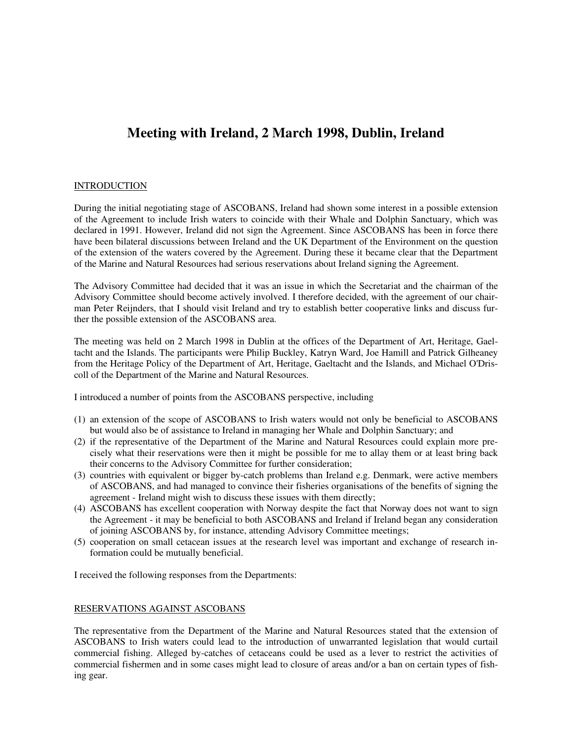# Meeting with Ireland, 2 March 1998, Dublin, Ireland

## INTRODUCTION

During the initial negotiating stage of ASCOBANS, Ireland had shown some interest in a possible extension of the Agreement to include Irish waters to coincide with their Whale and Dolphin Sanctuary, which was declared in 1991. However, Ireland did not sign the Agreement. Since ASCOBANS has been in force there have been bilateral discussions between Ireland and the UK Department of the Environment on the question of the extension of the waters covered by the Agreement. During these it became clear that the Department of the Marine and Natural Resources had serious reservations about Ireland signing the Agreement.

The Advisory Committee had decided that it was an issue in which the Secretariat and the chairman of the Advisory Committee should become actively involved. I therefore decided, with the agreement of our chairman Peter Reijnders, that I should visit Ireland and try to establish better cooperative links and discuss further the possible extension of the ASCOBANS area.

The meeting was held on 2 March 1998 in Dublin at the offices of the Department of Art, Heritage, Gaeltacht and the Islands. The participants were Philip Buckley, Katryn Ward, Joe Hamill and Patrick Gilheaney from the Heritage Policy of the Department of Art, Heritage, Gaeltacht and the Islands, and Michael O'Driscoll of the Department of the Marine and Natural Resources.

I introduced a number of points from the ASCOBANS perspective, including

(1) an extension of the scope of ASCOBANS to Irish waters would not only be beneficial to ASCOBANS but would also be of assistance to Ireland in managing her Whale and Dolphin Sanctuary; and
(2) if the representative of the Department of the Marine and Natural Resources could explain more precisely what their reservations were then it might be possible for me to allay them or at least bring back their concerns to the Advisory Committee for further consideration;
(3) countries with equivalent or bigger by-catch problems than Ireland e.g. Denmark, were active members of ASCOBANS, and had managed to convince their fisheries organisations of the benefits of signing the agreement - Ireland might wish to discuss these issues with them directly;
(4) ASCOBANS has excellent cooperation with Norway despite the fact that Norway does not want to sign the Agreement - it may be beneficial to both ASCOBANS and Ireland if Ireland began any consideration of joining ASCOBANS by, for instance, attending Advisory Committee meetings;
(5) cooperation on small cetacean issues at the research level was important and exchange of research information could be mutually beneficial.

I received the following responses from the Departments:

## RESERVATIONS AGAINST ASCOBANS

The representative from the Department of the Marine and Natural Resources stated that the extension of ASCOBANS to Irish waters could lead to the introduction of unwarranted legislation that would curtail commercial fishing. Alleged by-catches of cetaceans could be used as a lever to restrict the activities of commercial fishermen and in some cases might lead to closure of areas and/or a ban on certain types of fishing gear.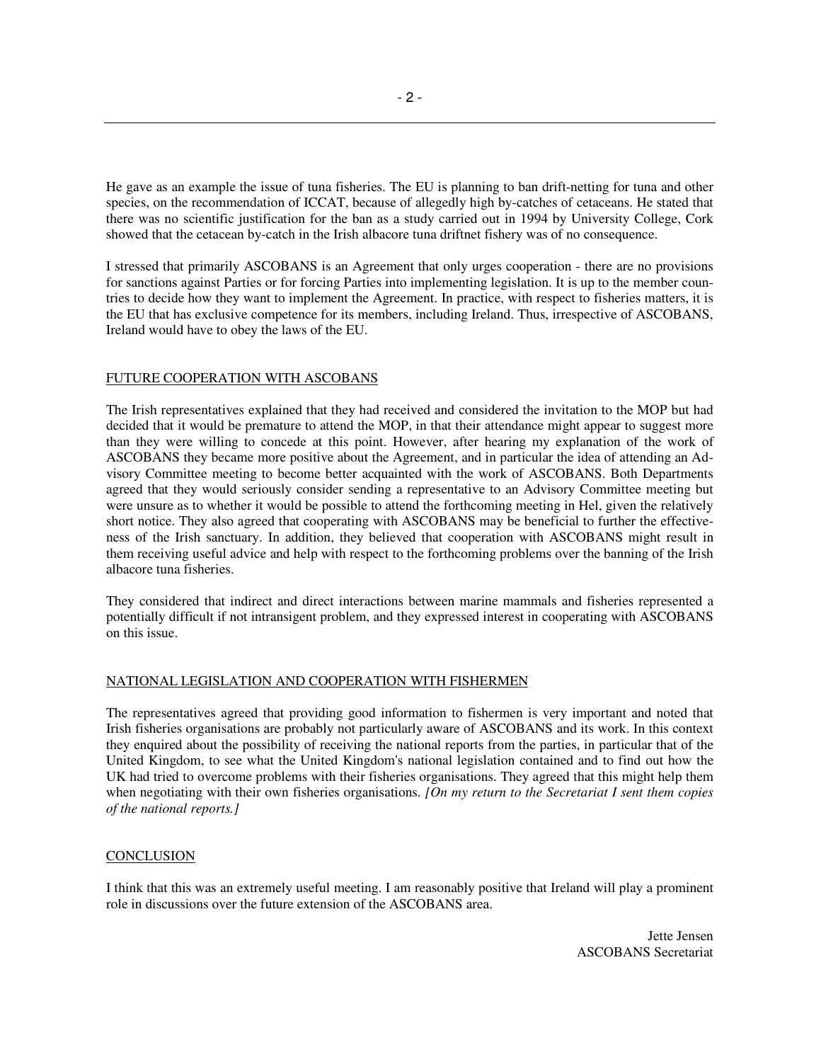He gave as an example the issue of tuna fisheries. The EU is planning to ban drift-netting for tuna and other species, on the recommendation of ICCAT, because of allegedly high by-catches of cetaceans. He stated that there was no scientific justification for the ban as a study carried out in 1994 by University College, Cork showed that the cetacean by-catch in the Irish albacore tuna driftnet fishery was of no consequence.

I stressed that primarily ASCOBANS is an Agreement that only urges cooperation - there are no provisions for sanctions against Parties or for forcing Parties into implementing legislation. It is up to the member countries to decide how they want to implement the Agreement. In practice, with respect to fisheries matters, it is the EU that has exclusive competence for its members, including Ireland. Thus, irrespective of ASCOBANS, Ireland would have to obey the laws of the EU.

## FUTURE COOPERATION WITH ASCOBANS

The Irish representatives explained that they had received and considered the invitation to the MOP but had decided that it would be premature to attend the MOP, in that their attendance might appear to suggest more than they were willing to concede at this point. However, after hearing my explanation of the work of ASCOBANS they became more positive about the Agreement, and in particular the idea of attending an Advisory Committee meeting to become better acquainted with the work of ASCOBANS. Both Departments agreed that they would seriously consider sending a representative to an Advisory Committee meeting but were unsure as to whether it would be possible to attend the forthcoming meeting in Hel, given the relatively short notice. They also agreed that cooperating with ASCOBANS may be beneficial to further the effectiveness of the Irish sanctuary. In addition, they believed that cooperation with ASCOBANS might result in them receiving useful advice and help with respect to the forthcoming problems over the banning of the Irish albacore tuna fisheries.

They considered that indirect and direct interactions between marine mammals and fisheries represented a potentially difficult if not intransigent problem, and they expressed interest in cooperating with ASCOBANS on this issue.

## NATIONAL LEGISLATION AND COOPERATION WITH FISHERMEN

The representatives agreed that providing good information to fishermen is very important and noted that Irish fisheries organisations are probably not particularly aware of ASCOBANS and its work. In this context they enquired about the possibility of receiving the national reports from the parties, in particular that of the United Kingdom, to see what the United Kingdom's national legislation contained and to find out how the UK had tried to overcome problems with their fisheries organisations. They agreed that this might help them when negotiating with their own fisheries organisations. *[On my return to the Secretariat I sent them copies of the national reports.]*

## CONCLUSION

I think that this was an extremely useful meeting. I am reasonably positive that Ireland will play a prominent role in discussions over the future extension of the ASCOBANS area.

Jette Jensen
ASCOBANS Secretariat